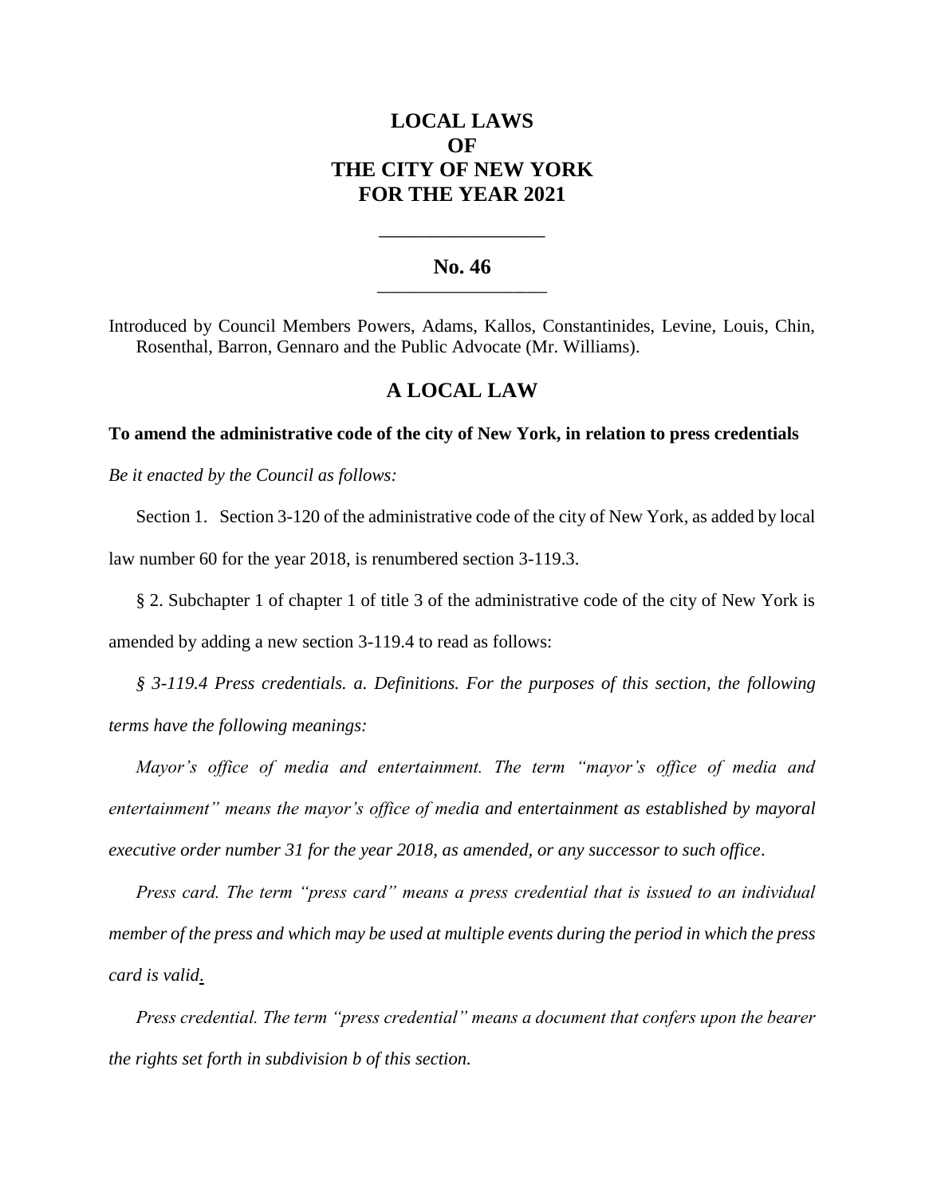# LOCAL LAWS OF THE CITY OF NEW YORK FOR THE YEAR 2021

---

## No. 46

---

Introduced by Council Members Powers, Adams, Kallos, Constantinides, Levine, Louis, Chin, Rosenthal, Barron, Gennaro and the Public Advocate (Mr. Williams).

## A LOCAL LAW

**To amend the administrative code of the city of New York, in relation to press credentials**

*Be it enacted by the Council as follows:*

Section 1. Section 3-120 of the administrative code of the city of New York, as added by local law number 60 for the year 2018, is renumbered section 3-119.3.

§ 2. Subchapter 1 of chapter 1 of title 3 of the administrative code of the city of New York is amended by adding a new section 3-119.4 to read as follows:

*§ 3-119.4 Press credentials. a. Definitions. For the purposes of this section, the following terms have the following meanings:*

*Mayor's office of media and entertainment. The term "mayor's office of media and entertainment" means the mayor's office of media and entertainment as established by mayoral executive order number 31 for the year 2018, as amended, or any successor to such office.*

*Press card. The term "press card" means a press credential that is issued to an individual member of the press and which may be used at multiple events during the period in which the press card is valid.*

*Press credential. The term "press credential" means a document that confers upon the bearer the rights set forth in subdivision b of this section.*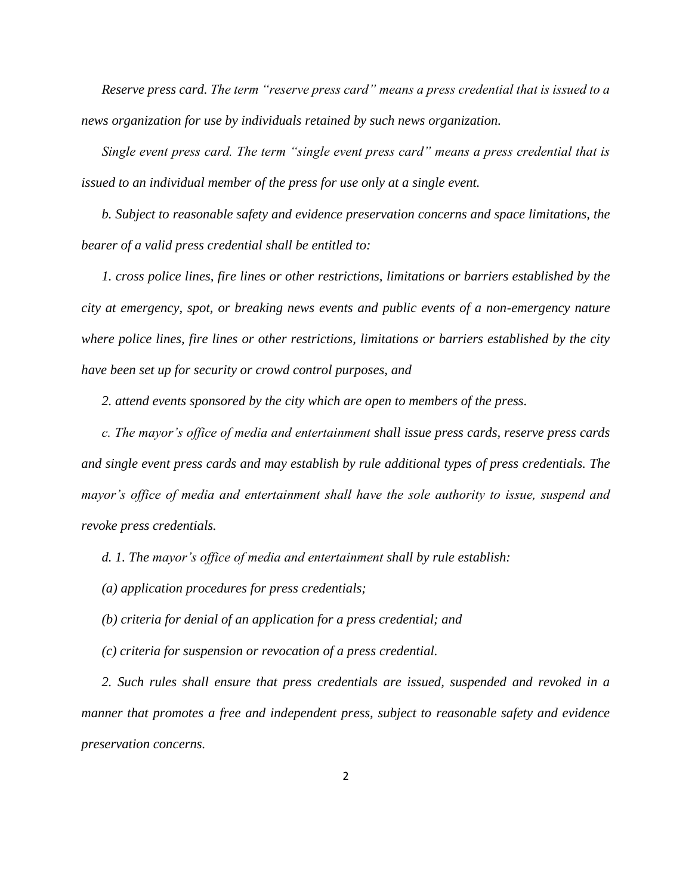*Reserve press card. The term "reserve press card" means a press credential that is issued to a news organization for use by individuals retained by such news organization.*

*Single event press card. The term "single event press card" means a press credential that is issued to an individual member of the press for use only at a single event.*

*b. Subject to reasonable safety and evidence preservation concerns and space limitations, the bearer of a valid press credential shall be entitled to:*

*1. cross police lines, fire lines or other restrictions, limitations or barriers established by the city at emergency, spot, or breaking news events and public events of a non-emergency nature where police lines, fire lines or other restrictions, limitations or barriers established by the city have been set up for security or crowd control purposes, and*

*2. attend events sponsored by the city which are open to members of the press.*

*c. The mayor's office of media and entertainment shall issue press cards, reserve press cards and single event press cards and may establish by rule additional types of press credentials. The mayor's office of media and entertainment shall have the sole authority to issue, suspend and revoke press credentials.*

*d. 1. The mayor's office of media and entertainment shall by rule establish:*

*(a) application procedures for press credentials;*

*(b) criteria for denial of an application for a press credential; and*

*(c) criteria for suspension or revocation of a press credential.*

*2. Such rules shall ensure that press credentials are issued, suspended and revoked in a manner that promotes a free and independent press, subject to reasonable safety and evidence preservation concerns.*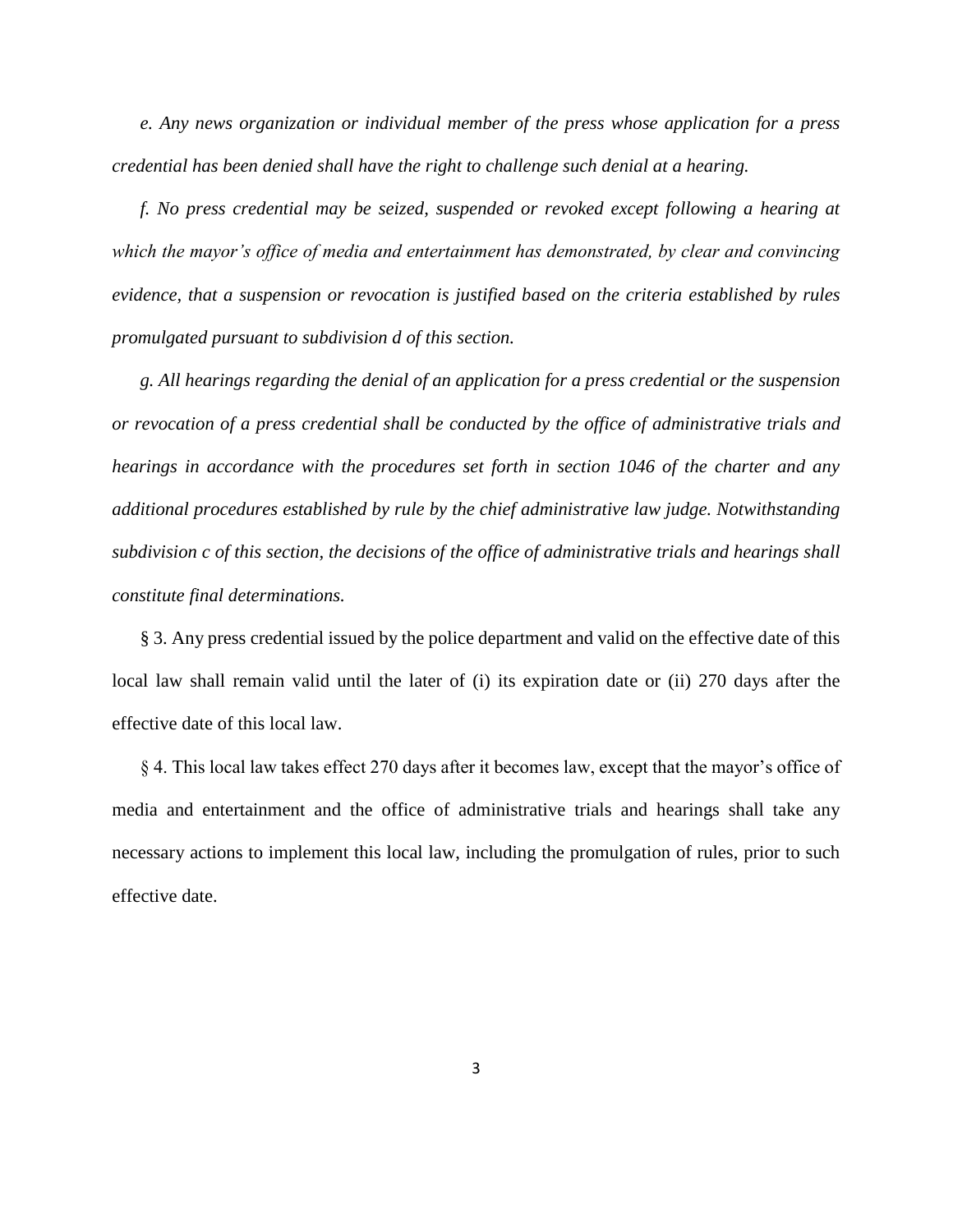*e. Any news organization or individual member of the press whose application for a press credential has been denied shall have the right to challenge such denial at a hearing.*

*f. No press credential may be seized, suspended or revoked except following a hearing at which the mayor's office of media and entertainment has demonstrated, by clear and convincing evidence, that a suspension or revocation is justified based on the criteria established by rules promulgated pursuant to subdivision d of this section.*

*g. All hearings regarding the denial of an application for a press credential or the suspension or revocation of a press credential shall be conducted by the office of administrative trials and hearings in accordance with the procedures set forth in section 1046 of the charter and any additional procedures established by rule by the chief administrative law judge. Notwithstanding subdivision c of this section, the decisions of the office of administrative trials and hearings shall constitute final determinations.*

§ 3. Any press credential issued by the police department and valid on the effective date of this local law shall remain valid until the later of (i) its expiration date or (ii) 270 days after the effective date of this local law.

§ 4. This local law takes effect 270 days after it becomes law, except that the mayor's office of media and entertainment and the office of administrative trials and hearings shall take any necessary actions to implement this local law, including the promulgation of rules, prior to such effective date.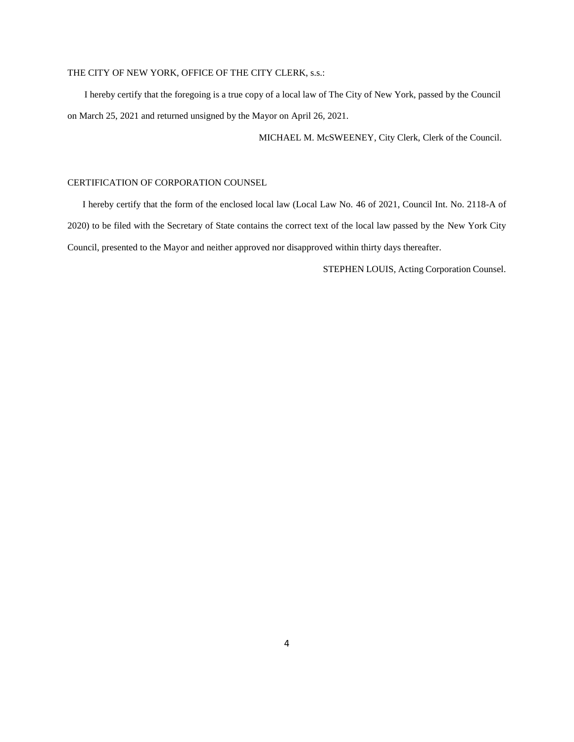THE CITY OF NEW YORK, OFFICE OF THE CITY CLERK, s.s.:

I hereby certify that the foregoing is a true copy of a local law of The City of New York, passed by the Council on March 25, 2021 and returned unsigned by the Mayor on April 26, 2021.

MICHAEL M. McSWEENEY, City Clerk, Clerk of the Council.

CERTIFICATION OF CORPORATION COUNSEL

I hereby certify that the form of the enclosed local law (Local Law No. 46 of 2021, Council Int. No. 2118-A of 2020) to be filed with the Secretary of State contains the correct text of the local law passed by the New York City Council, presented to the Mayor and neither approved nor disapproved within thirty days thereafter.

STEPHEN LOUIS, Acting Corporation Counsel.